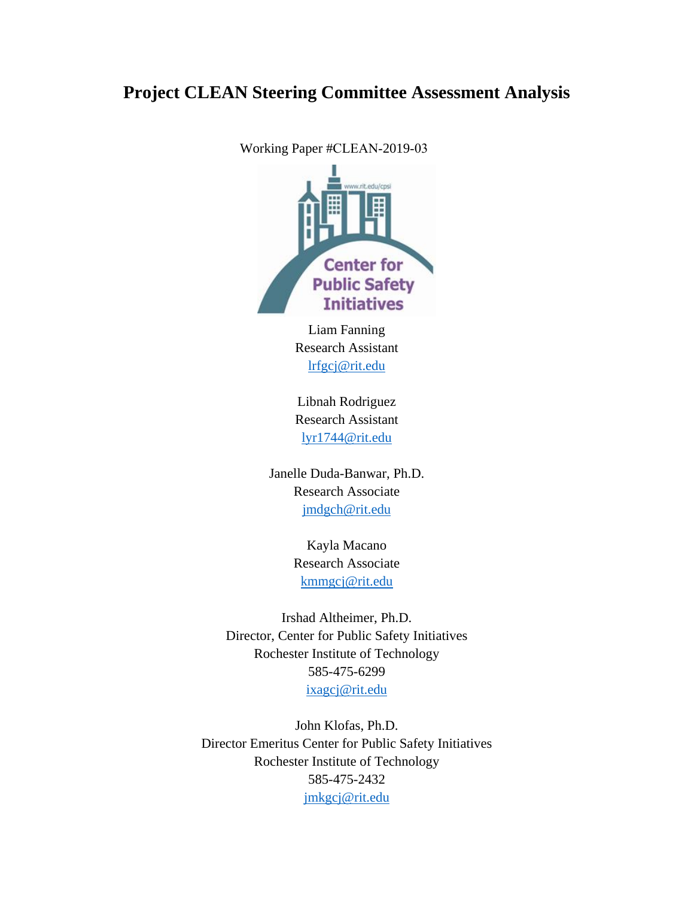# Project CLEAN Steering Committee Assessment Analysis

Working Paper #CLEAN-2019-03

Liam Fanning
Research Assistant
lrfgcj@rit.edu

Libnah Rodriguez
Research Assistant
lyr1744@rit.edu

Janelle Duda-Banwar, Ph.D.
Research Associate
jmdgch@rit.edu

Kayla Macano
Research Associate
kmmgcj@rit.edu

Irshad Altheimer, Ph.D.
Director, Center for Public Safety Initiatives
Rochester Institute of Technology
585-475-6299
ixagcj@rit.edu

John Klofas, Ph.D.
Director Emeritus Center for Public Safety Initiatives
Rochester Institute of Technology
585-475-2432
jmkgcj@rit.edu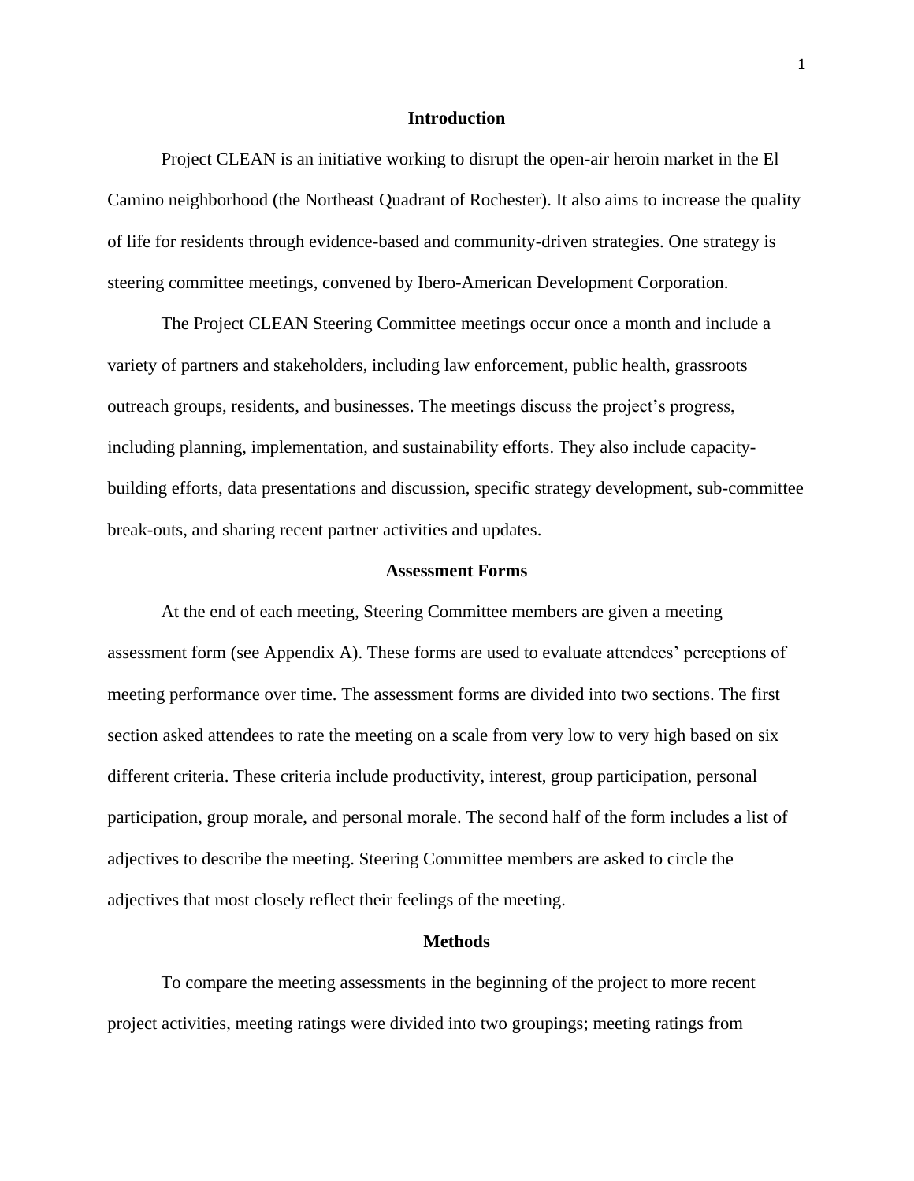## Introduction

Project CLEAN is an initiative working to disrupt the open-air heroin market in the El Camino neighborhood (the Northeast Quadrant of Rochester). It also aims to increase the quality of life for residents through evidence-based and community-driven strategies. One strategy is steering committee meetings, convened by Ibero-American Development Corporation.

The Project CLEAN Steering Committee meetings occur once a month and include a variety of partners and stakeholders, including law enforcement, public health, grassroots outreach groups, residents, and businesses. The meetings discuss the project's progress, including planning, implementation, and sustainability efforts. They also include capacity-building efforts, data presentations and discussion, specific strategy development, sub-committee break-outs, and sharing recent partner activities and updates.

## Assessment Forms

At the end of each meeting, Steering Committee members are given a meeting assessment form (see Appendix A). These forms are used to evaluate attendees' perceptions of meeting performance over time. The assessment forms are divided into two sections. The first section asked attendees to rate the meeting on a scale from very low to very high based on six different criteria. These criteria include productivity, interest, group participation, personal participation, group morale, and personal morale. The second half of the form includes a list of adjectives to describe the meeting. Steering Committee members are asked to circle the adjectives that most closely reflect their feelings of the meeting.

## Methods

To compare the meeting assessments in the beginning of the project to more recent project activities, meeting ratings were divided into two groupings; meeting ratings from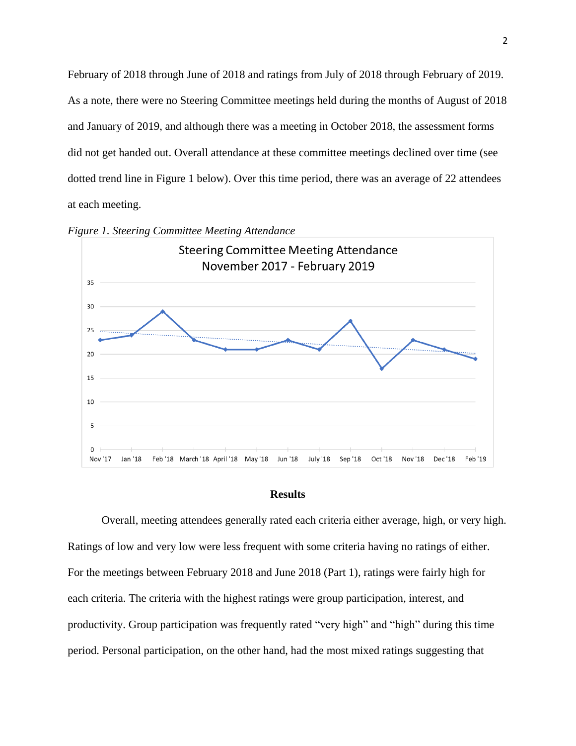February of 2018 through June of 2018 and ratings from July of 2018 through February of 2019. As a note, there were no Steering Committee meetings held during the months of August of 2018 and January of 2019, and although there was a meeting in October 2018, the assessment forms did not get handed out. Overall attendance at these committee meetings declined over time (see dotted trend line in Figure 1 below). Over this time period, there was an average of 22 attendees at each meeting.

*Figure 1. Steering Committee Meeting Attendance*

## Results

Overall, meeting attendees generally rated each criteria either average, high, or very high. Ratings of low and very low were less frequent with some criteria having no ratings of either. For the meetings between February 2018 and June 2018 (Part 1), ratings were fairly high for each criteria. The criteria with the highest ratings were group participation, interest, and productivity. Group participation was frequently rated "very high" and "high" during this time period. Personal participation, on the other hand, had the most mixed ratings suggesting that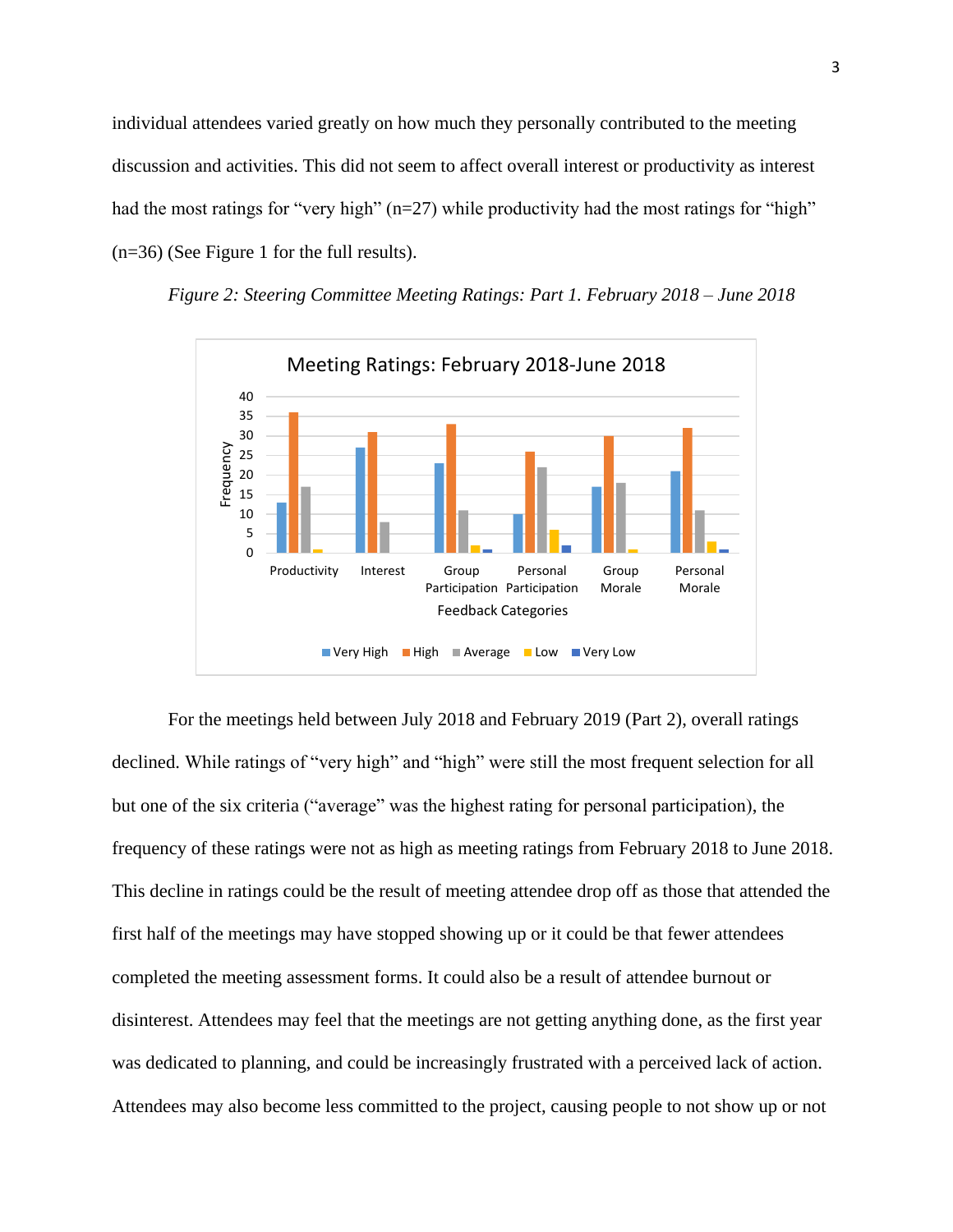individual attendees varied greatly on how much they personally contributed to the meeting discussion and activities. This did not seem to affect overall interest or productivity as interest had the most ratings for "very high" (n=27) while productivity had the most ratings for "high" (n=36) (See Figure 1 for the full results).

*Figure 2: Steering Committee Meeting Ratings: Part 1. February 2018 – June 2018*

Meeting Ratings: February 2018-June 2018

For the meetings held between July 2018 and February 2019 (Part 2), overall ratings declined. While ratings of "very high" and "high" were still the most frequent selection for all but one of the six criteria ("average" was the highest rating for personal participation), the frequency of these ratings were not as high as meeting ratings from February 2018 to June 2018. This decline in ratings could be the result of meeting attendee drop off as those that attended the first half of the meetings may have stopped showing up or it could be that fewer attendees completed the meeting assessment forms. It could also be a result of attendee burnout or disinterest. Attendees may feel that the meetings are not getting anything done, as the first year was dedicated to planning, and could be increasingly frustrated with a perceived lack of action. Attendees may also become less committed to the project, causing people to not show up or not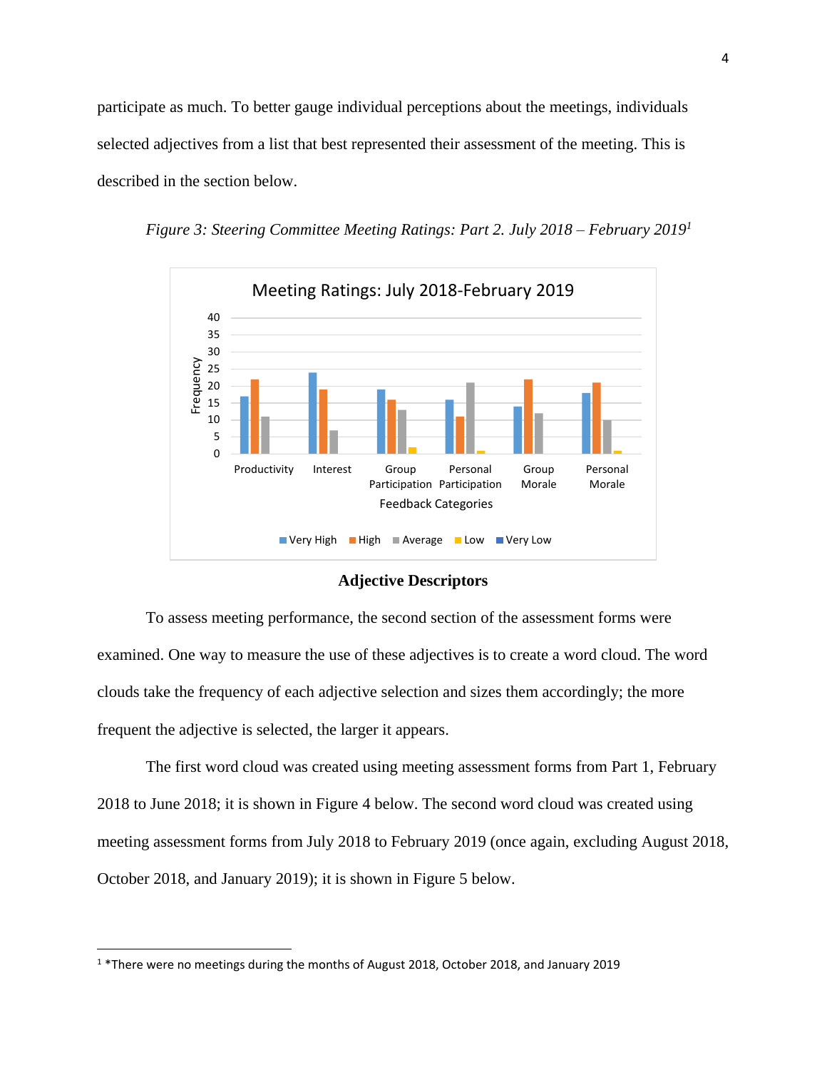participate as much. To better gauge individual perceptions about the meetings, individuals selected adjectives from a list that best represented their assessment of the meeting. This is described in the section below.

*Figure 3: Steering Committee Meeting Ratings: Part 2. July 2018 – February 2019*[1]

### Adjective Descriptors

To assess meeting performance, the second section of the assessment forms were examined. One way to measure the use of these adjectives is to create a word cloud. The word clouds take the frequency of each adjective selection and sizes them accordingly; the more frequent the adjective is selected, the larger it appears.

The first word cloud was created using meeting assessment forms from Part 1, February 2018 to June 2018; it is shown in Figure 4 below. The second word cloud was created using meeting assessment forms from July 2018 to February 2019 (once again, excluding August 2018, October 2018, and January 2019); it is shown in Figure 5 below.

---

[1] *There were no meetings during the months of August 2018, October 2018, and January 2019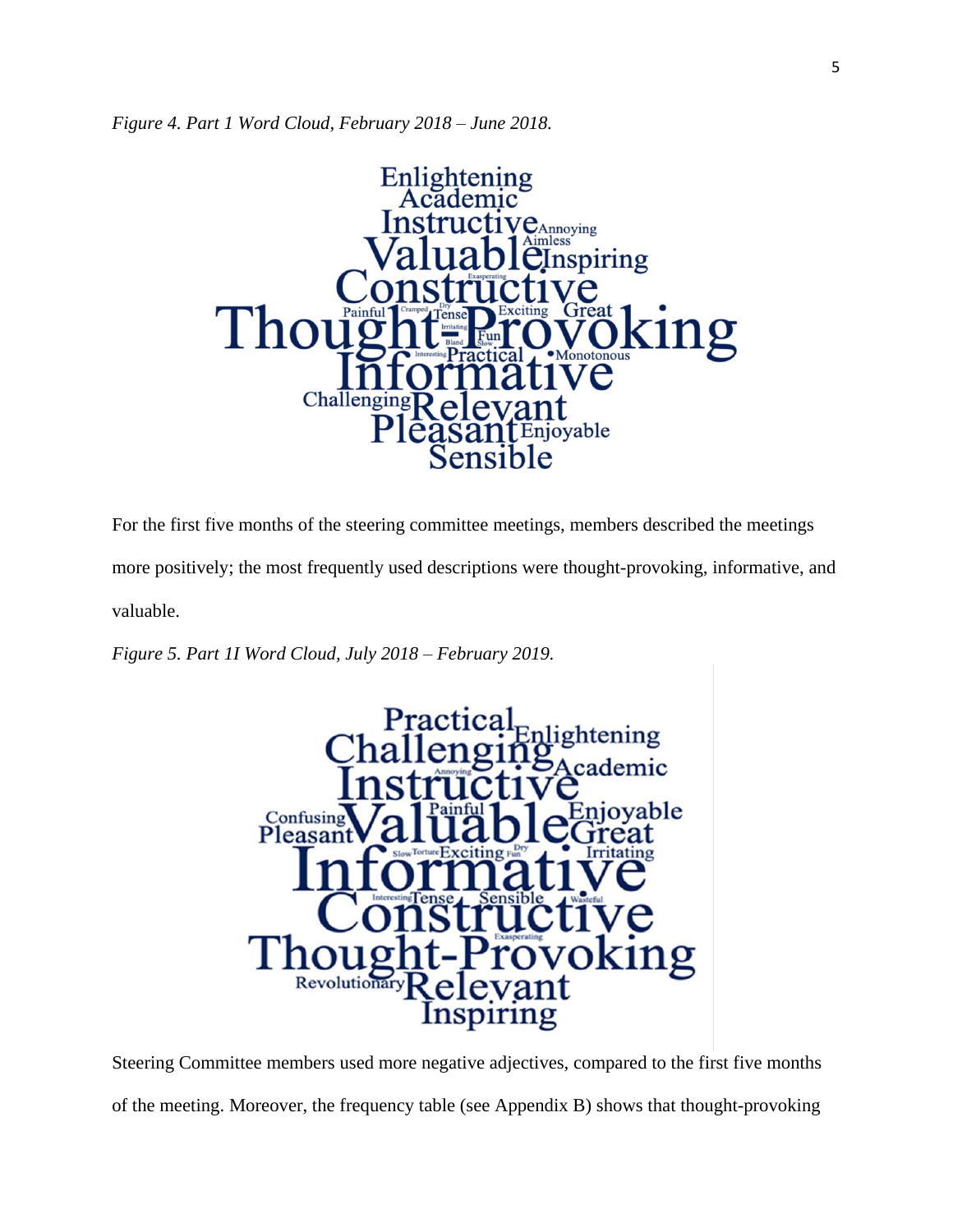*Figure 4. Part 1 Word Cloud, February 2018 – June 2018.*

For the first five months of the steering committee meetings, members described the meetings more positively; the most frequently used descriptions were thought-provoking, informative, and valuable.

*Figure 5. Part 1I Word Cloud, July 2018 – February 2019.*

Steering Committee members used more negative adjectives, compared to the first five months of the meeting. Moreover, the frequency table (see Appendix B) shows that thought-provoking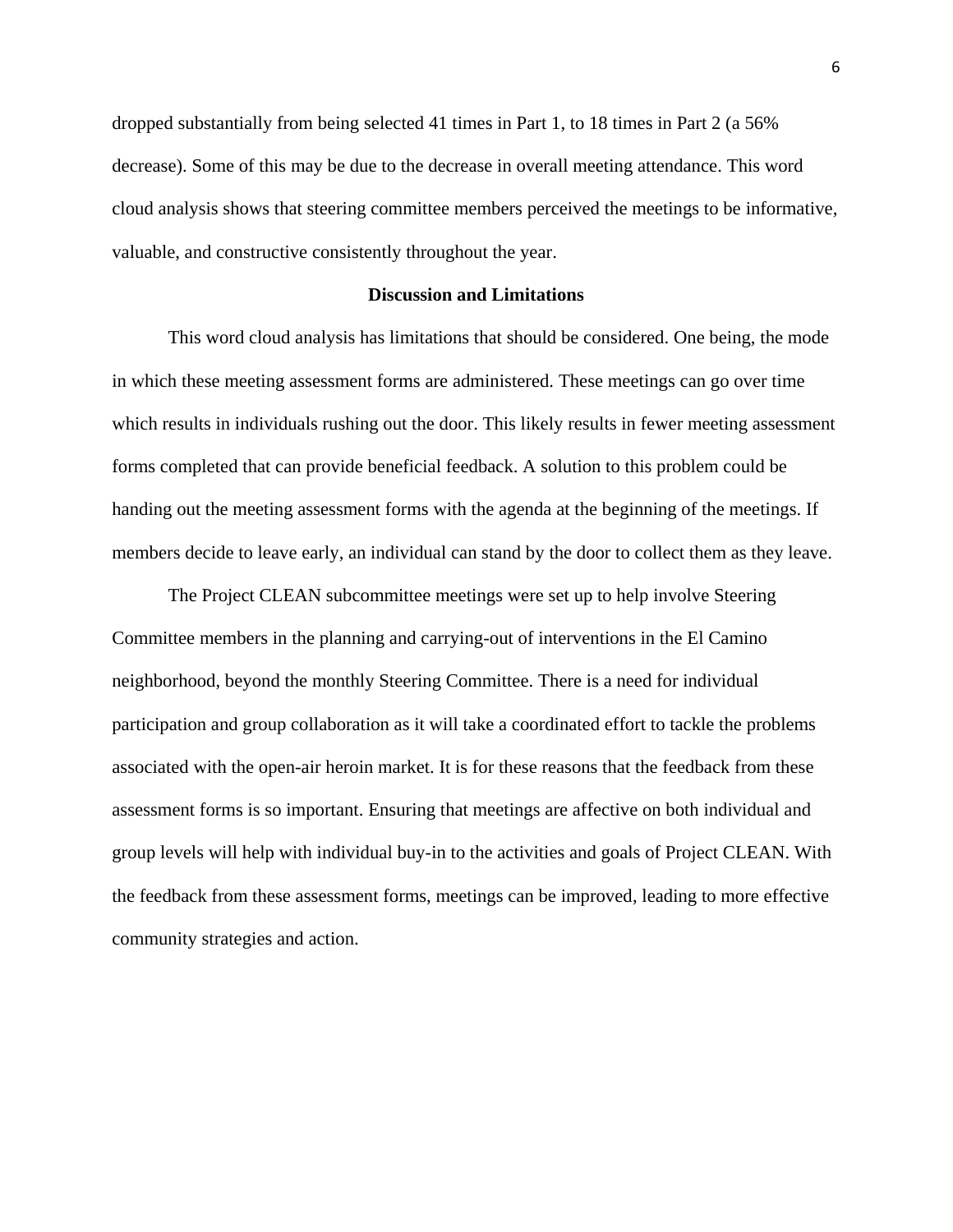dropped substantially from being selected 41 times in Part 1, to 18 times in Part 2 (a 56% decrease). Some of this may be due to the decrease in overall meeting attendance. This word cloud analysis shows that steering committee members perceived the meetings to be informative, valuable, and constructive consistently throughout the year.

## Discussion and Limitations

This word cloud analysis has limitations that should be considered. One being, the mode in which these meeting assessment forms are administered. These meetings can go over time which results in individuals rushing out the door. This likely results in fewer meeting assessment forms completed that can provide beneficial feedback. A solution to this problem could be handing out the meeting assessment forms with the agenda at the beginning of the meetings. If members decide to leave early, an individual can stand by the door to collect them as they leave.

The Project CLEAN subcommittee meetings were set up to help involve Steering Committee members in the planning and carrying-out of interventions in the El Camino neighborhood, beyond the monthly Steering Committee. There is a need for individual participation and group collaboration as it will take a coordinated effort to tackle the problems associated with the open-air heroin market. It is for these reasons that the feedback from these assessment forms is so important. Ensuring that meetings are affective on both individual and group levels will help with individual buy-in to the activities and goals of Project CLEAN. With the feedback from these assessment forms, meetings can be improved, leading to more effective community strategies and action.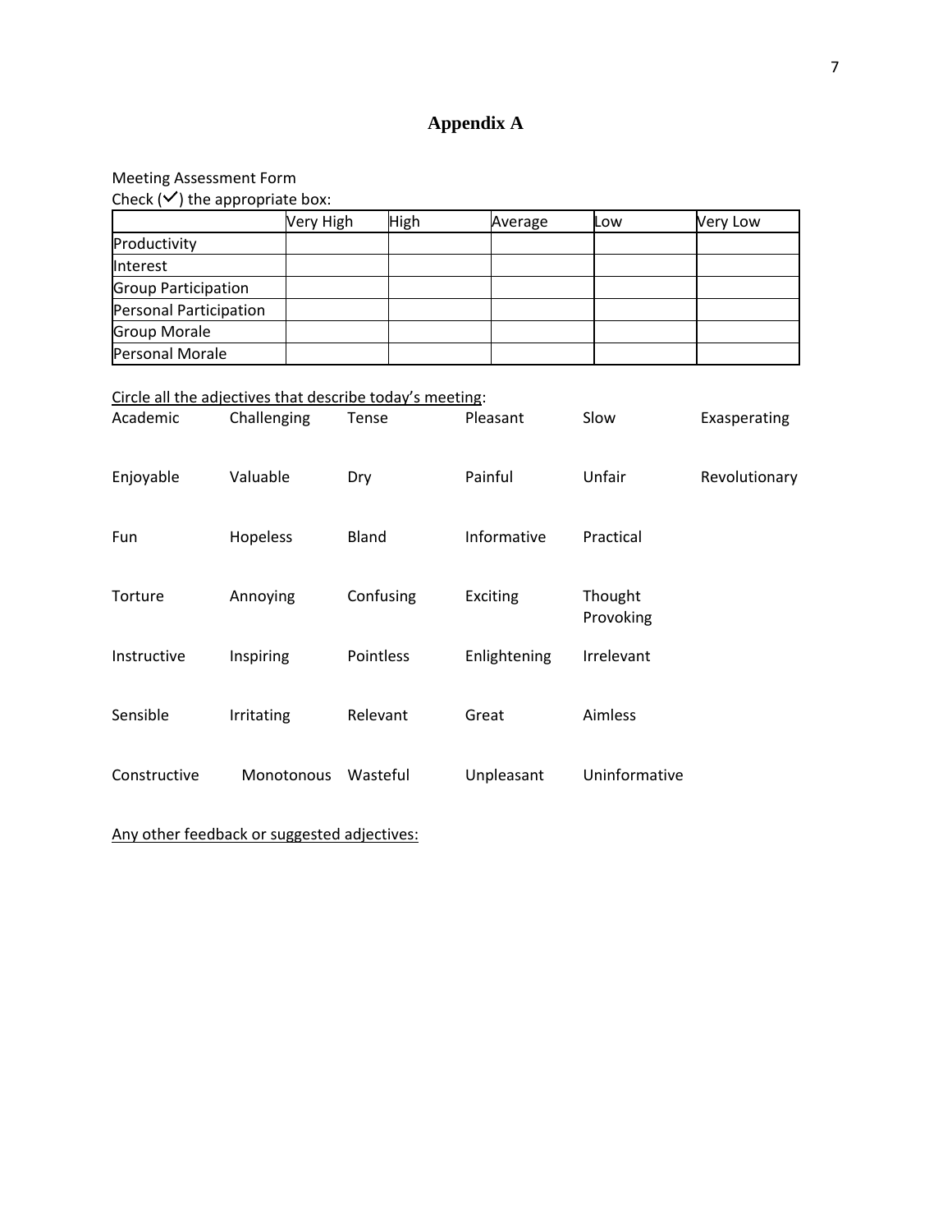# Appendix A

Meeting Assessment Form

Check (✓) the appropriate box:

| | Very High | High | Average | Low | Very Low |
|---|---|---|---|---|---|
| Productivity | | | | | |
| Interest | | | | | |
| Group Participation | | | | | |
| Personal Participation | | | | | |
| Group Morale | | | | | |
| Personal Morale | | | | | |

<u>Circle all the adjectives that describe today's meeting</u>:

| | | | | | |
|---|---|---|---|---|---|
| Academic | Challenging | Tense | Pleasant | Slow | Exasperating |
| Enjoyable | Valuable | Dry | Painful | Unfair | Revolutionary |
| Fun | Hopeless | Bland | Informative | Practical | |
| Torture | Annoying | Confusing | Exciting | Thought Provoking | |
| Instructive | Inspiring | Pointless | Enlightening | Irrelevant | |
| Sensible | Irritating | Relevant | Great | Aimless | |
| Constructive | Monotonous | Wasteful | Unpleasant | Uninformative | |

<u>Any other feedback or suggested adjectives:</u>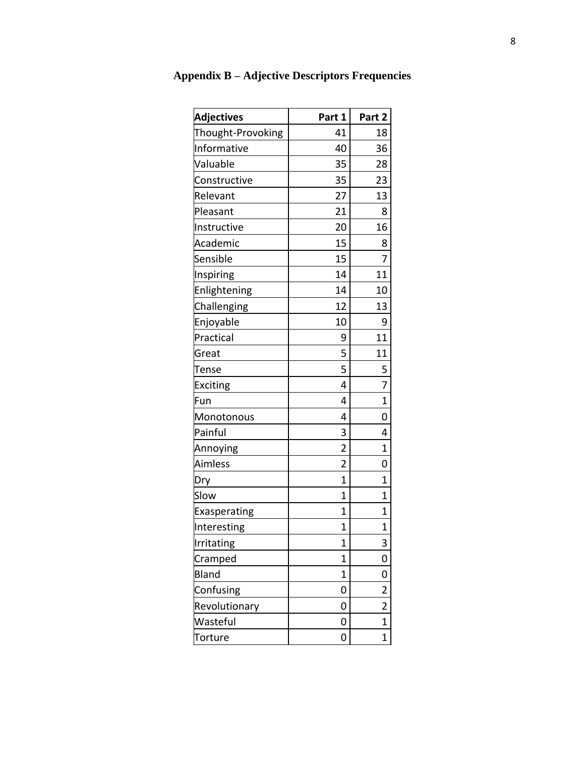# Appendix B – Adjective Descriptors Frequencies

| Adjectives | Part 1 | Part 2 |
|---|---|---|
| Thought-Provoking | 41 | 18 |
| Informative | 40 | 36 |
| Valuable | 35 | 28 |
| Constructive | 35 | 23 |
| Relevant | 27 | 13 |
| Pleasant | 21 | 8 |
| Instructive | 20 | 16 |
| Academic | 15 | 8 |
| Sensible | 15 | 7 |
| Inspiring | 14 | 11 |
| Enlightening | 14 | 10 |
| Challenging | 12 | 13 |
| Enjoyable | 10 | 9 |
| Practical | 9 | 11 |
| Great | 5 | 11 |
| Tense | 5 | 5 |
| Exciting | 4 | 7 |
| Fun | 4 | 1 |
| Monotonous | 4 | 0 |
| Painful | 3 | 4 |
| Annoying | 2 | 1 |
| Aimless | 2 | 0 |
| Dry | 1 | 1 |
| Slow | 1 | 1 |
| Exasperating | 1 | 1 |
| Interesting | 1 | 1 |
| Irritating | 1 | 3 |
| Cramped | 1 | 0 |
| Bland | 1 | 0 |
| Confusing | 0 | 2 |
| Revolutionary | 0 | 2 |
| Wasteful | 0 | 1 |
| Torture | 0 | 1 |